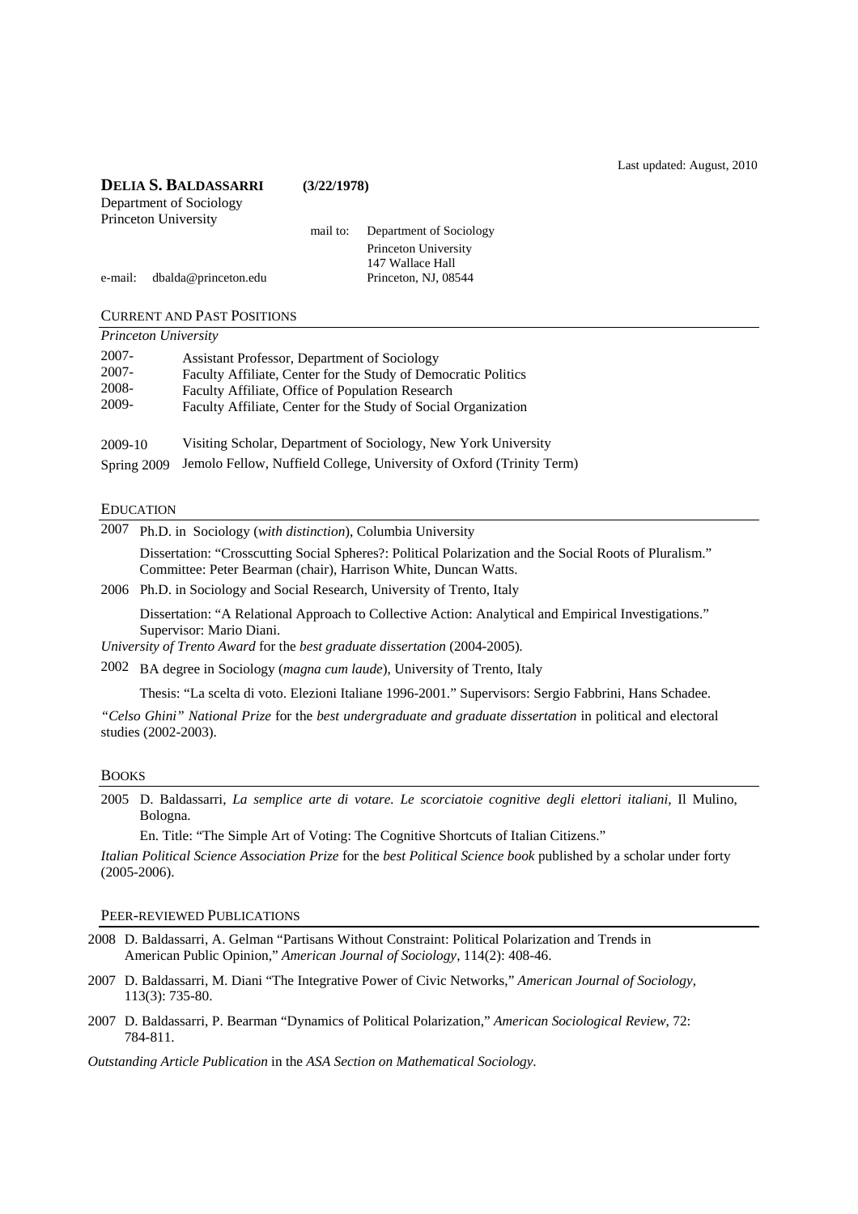Last updated: August, 2010

**DELIA S. BALDASSARRI** **(3/22/1978)**

Department of Sociology
Princeton University

mail to: Department of Sociology
Princeton University
147 Wallace Hall
Princeton, NJ, 08544

e-mail: dbalda@princeton.edu

## CURRENT AND PAST POSITIONS

*Princeton University*

2007- Assistant Professor, Department of Sociology
2007- Faculty Affiliate, Center for the Study of Democratic Politics
2008- Faculty Affiliate, Office of Population Research
2009- Faculty Affiliate, Center for the Study of Social Organization

2009-10 Visiting Scholar, Department of Sociology, New York University
Spring 2009 Jemolo Fellow, Nuffield College, University of Oxford (Trinity Term)

## EDUCATION

2007 Ph.D. in Sociology (*with distinction*), Columbia University

Dissertation: "Crosscutting Social Spheres?: Political Polarization and the Social Roots of Pluralism." Committee: Peter Bearman (chair), Harrison White, Duncan Watts.

2006 Ph.D. in Sociology and Social Research, University of Trento, Italy

Dissertation: "A Relational Approach to Collective Action: Analytical and Empirical Investigations." Supervisor: Mario Diani.

*University of Trento Award* for the *best graduate dissertation* (2004-2005).

2002 BA degree in Sociology (*magna cum laude*), University of Trento, Italy

Thesis: "La scelta di voto. Elezioni Italiane 1996-2001." Supervisors: Sergio Fabbrini, Hans Schadee.

*"Celso Ghini" National Prize* for the *best undergraduate and graduate dissertation* in political and electoral studies (2002-2003).

## BOOKS

2005 D. Baldassarri, *La semplice arte di votare. Le scorciatoie cognitive degli elettori italiani*, Il Mulino, Bologna.

En. Title: "The Simple Art of Voting: The Cognitive Shortcuts of Italian Citizens."

*Italian Political Science Association Prize* for the *best Political Science book* published by a scholar under forty (2005-2006).

## PEER-REVIEWED PUBLICATIONS

2008 D. Baldassarri, A. Gelman "Partisans Without Constraint: Political Polarization and Trends in American Public Opinion," *American Journal of Sociology*, 114(2): 408-46.

2007 D. Baldassarri, M. Diani "The Integrative Power of Civic Networks," *American Journal of Sociology*, 113(3): 735-80.

2007 D. Baldassarri, P. Bearman "Dynamics of Political Polarization," *American Sociological Review*, 72: 784-811.

*Outstanding Article Publication* in the *ASA Section on Mathematical Sociology*.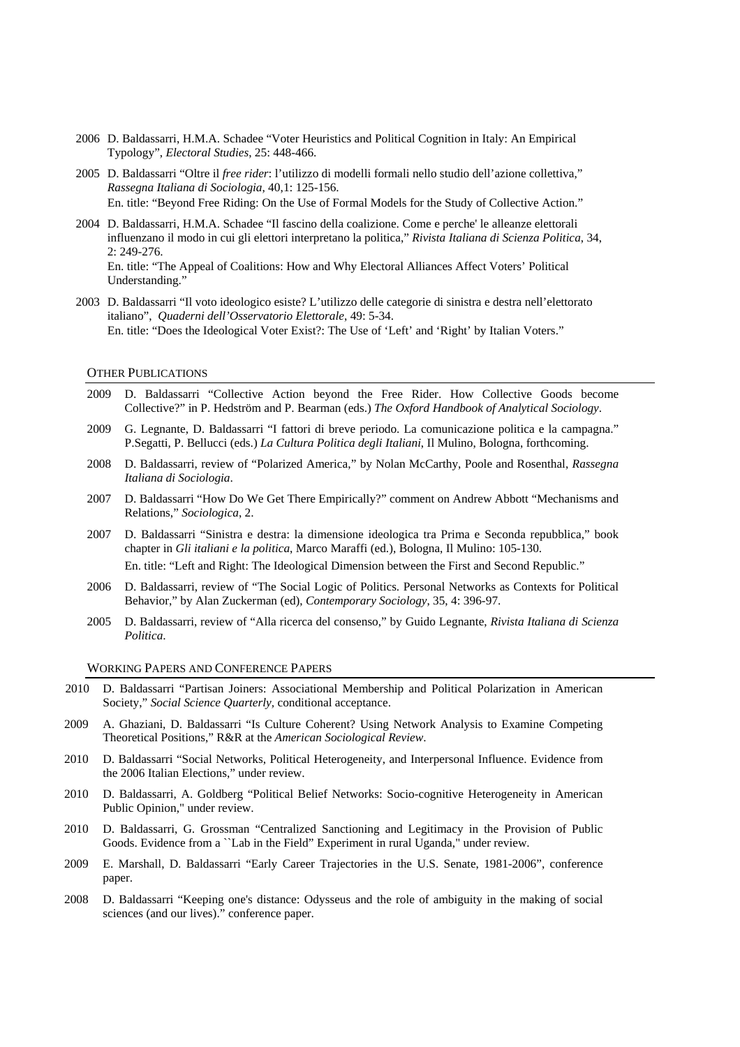2006 D. Baldassarri, H.M.A. Schadee "Voter Heuristics and Political Cognition in Italy: An Empirical Typology", *Electoral Studies*, 25: 448-466.

2005 D. Baldassarri "Oltre il *free rider*: l'utilizzo di modelli formali nello studio dell'azione collettiva," *Rassegna Italiana di Sociologia*, 40,1: 125-156.
En. title: "Beyond Free Riding: On the Use of Formal Models for the Study of Collective Action."

2004 D. Baldassarri, H.M.A. Schadee "Il fascino della coalizione. Come e perche' le alleanze elettorali influenzano il modo in cui gli elettori interpretano la politica," *Rivista Italiana di Scienza Politica*, 34, 2: 249-276.
En. title: "The Appeal of Coalitions: How and Why Electoral Alliances Affect Voters' Political Understanding."

2003 D. Baldassarri "Il voto ideologico esiste? L'utilizzo delle categorie di sinistra e destra nell'elettorato italiano", *Quaderni dell'Osservatorio Elettorale*, 49: 5-34.
En. title: "Does the Ideological Voter Exist?: The Use of 'Left' and 'Right' by Italian Voters."

## Other Publications

2009 D. Baldassarri "Collective Action beyond the Free Rider. How Collective Goods become Collective?" in P. Hedström and P. Bearman (eds.) *The Oxford Handbook of Analytical Sociology*.

2009 G. Legnante, D. Baldassarri "I fattori di breve periodo. La comunicazione politica e la campagna." P.Segatti, P. Bellucci (eds.) *La Cultura Politica degli Italiani*, Il Mulino, Bologna, forthcoming.

2008 D. Baldassarri, review of "Polarized America," by Nolan McCarthy, Poole and Rosenthal, *Rassegna Italiana di Sociologia*.

2007 D. Baldassarri "How Do We Get There Empirically?" comment on Andrew Abbott "Mechanisms and Relations," *Sociologica*, 2.

2007 D. Baldassarri "Sinistra e destra: la dimensione ideologica tra Prima e Seconda repubblica," book chapter in *Gli italiani e la politica*, Marco Maraffi (ed.), Bologna, Il Mulino: 105-130.
En. title: "Left and Right: The Ideological Dimension between the First and Second Republic."

2006 D. Baldassarri, review of "The Social Logic of Politics. Personal Networks as Contexts for Political Behavior," by Alan Zuckerman (ed), *Contemporary Sociology*, 35, 4: 396-97.

2005 D. Baldassarri, review of "Alla ricerca del consenso," by Guido Legnante, *Rivista Italiana di Scienza Politica*.

## Working Papers and Conference Papers

2010 D. Baldassarri "Partisan Joiners: Associational Membership and Political Polarization in American Society," *Social Science Quarterly*, conditional acceptance.

2009 A. Ghaziani, D. Baldassarri "Is Culture Coherent? Using Network Analysis to Examine Competing Theoretical Positions," R&R at the *American Sociological Review*.

2010 D. Baldassarri "Social Networks, Political Heterogeneity, and Interpersonal Influence. Evidence from the 2006 Italian Elections," under review.

2010 D. Baldassarri, A. Goldberg "Political Belief Networks: Socio-cognitive Heterogeneity in American Public Opinion," under review.

2010 D. Baldassarri, G. Grossman "Centralized Sanctioning and Legitimacy in the Provision of Public Goods. Evidence from a ``Lab in the Field" Experiment in rural Uganda," under review.

2009 E. Marshall, D. Baldassarri "Early Career Trajectories in the U.S. Senate, 1981-2006", conference paper.

2008 D. Baldassarri "Keeping one's distance: Odysseus and the role of ambiguity in the making of social sciences (and our lives)." conference paper.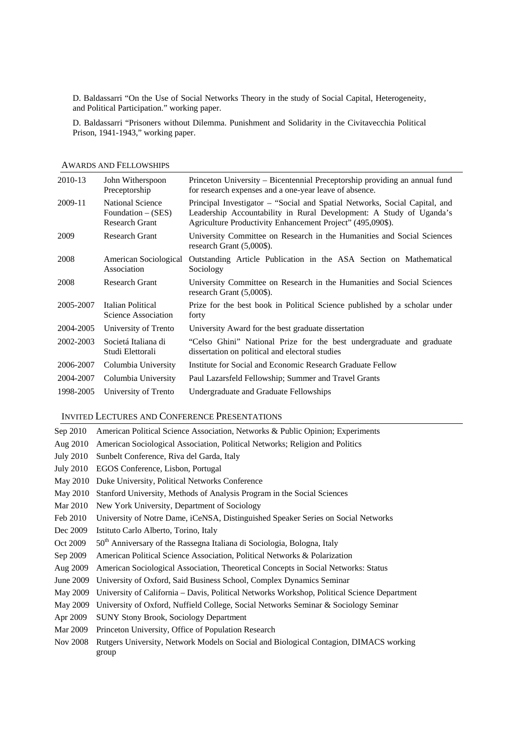D. Baldassarri "On the Use of Social Networks Theory in the study of Social Capital, Heterogeneity, and Political Participation." working paper.

D. Baldassarri "Prisoners without Dilemma. Punishment and Solidarity in the Civitavecchia Political Prison, 1941-1943," working paper.

## Awards and Fellowships

| | | |
|---|---|---|
| 2010-13 | John Witherspoon Preceptorship | Princeton University – Bicentennial Preceptorship providing an annual fund for research expenses and a one-year leave of absence. |
| 2009-11 | National Science Foundation – (SES) Research Grant | Principal Investigator – "Social and Spatial Networks, Social Capital, and Leadership Accountability in Rural Development: A Study of Uganda's Agriculture Productivity Enhancement Project" (495,090$). |
| 2009 | Research Grant | University Committee on Research in the Humanities and Social Sciences research Grant (5,000$). |
| 2008 | American Sociological Association | Outstanding Article Publication in the ASA Section on Mathematical Sociology |
| 2008 | Research Grant | University Committee on Research in the Humanities and Social Sciences research Grant (5,000$). |
| 2005-2007 | Italian Political Science Association | Prize for the best book in Political Science published by a scholar under forty |
| 2004-2005 | University of Trento | University Award for the best graduate dissertation |
| 2002-2003 | Societá Italiana di Studi Elettorali | "Celso Ghini" National Prize for the best undergraduate and graduate dissertation on political and electoral studies |
| 2006-2007 | Columbia University | Institute for Social and Economic Research Graduate Fellow |
| 2004-2007 | Columbia University | Paul Lazarsfeld Fellowship; Summer and Travel Grants |
| 1998-2005 | University of Trento | Undergraduate and Graduate Fellowships |

## Invited Lectures and Conference Presentations

| | |
|---|---|
| Sep 2010 | American Political Science Association, Networks & Public Opinion; Experiments |
| Aug 2010 | American Sociological Association, Political Networks; Religion and Politics |
| July 2010 | Sunbelt Conference, Riva del Garda, Italy |
| July 2010 | EGOS Conference, Lisbon, Portugal |
| May 2010 | Duke University, Political Networks Conference |
| May 2010 | Stanford University, Methods of Analysis Program in the Social Sciences |
| Mar 2010 | New York University, Department of Sociology |
| Feb 2010 | University of Notre Dame, iCeNSA, Distinguished Speaker Series on Social Networks |
| Dec 2009 | Istituto Carlo Alberto, Torino, Italy |
| Oct 2009 | 50th Anniversary of the Rassegna Italiana di Sociologia, Bologna, Italy |
| Sep 2009 | American Political Science Association, Political Networks & Polarization |
| Aug 2009 | American Sociological Association, Theoretical Concepts in Social Networks: Status |
| June 2009 | University of Oxford, Said Business School, Complex Dynamics Seminar |
| May 2009 | University of California – Davis, Political Networks Workshop, Political Science Department |
| May 2009 | University of Oxford, Nuffield College, Social Networks Seminar & Sociology Seminar |
| Apr 2009 | SUNY Stony Brook, Sociology Department |
| Mar 2009 | Princeton University, Office of Population Research |
| Nov 2008 | Rutgers University, Network Models on Social and Biological Contagion, DIMACS working group |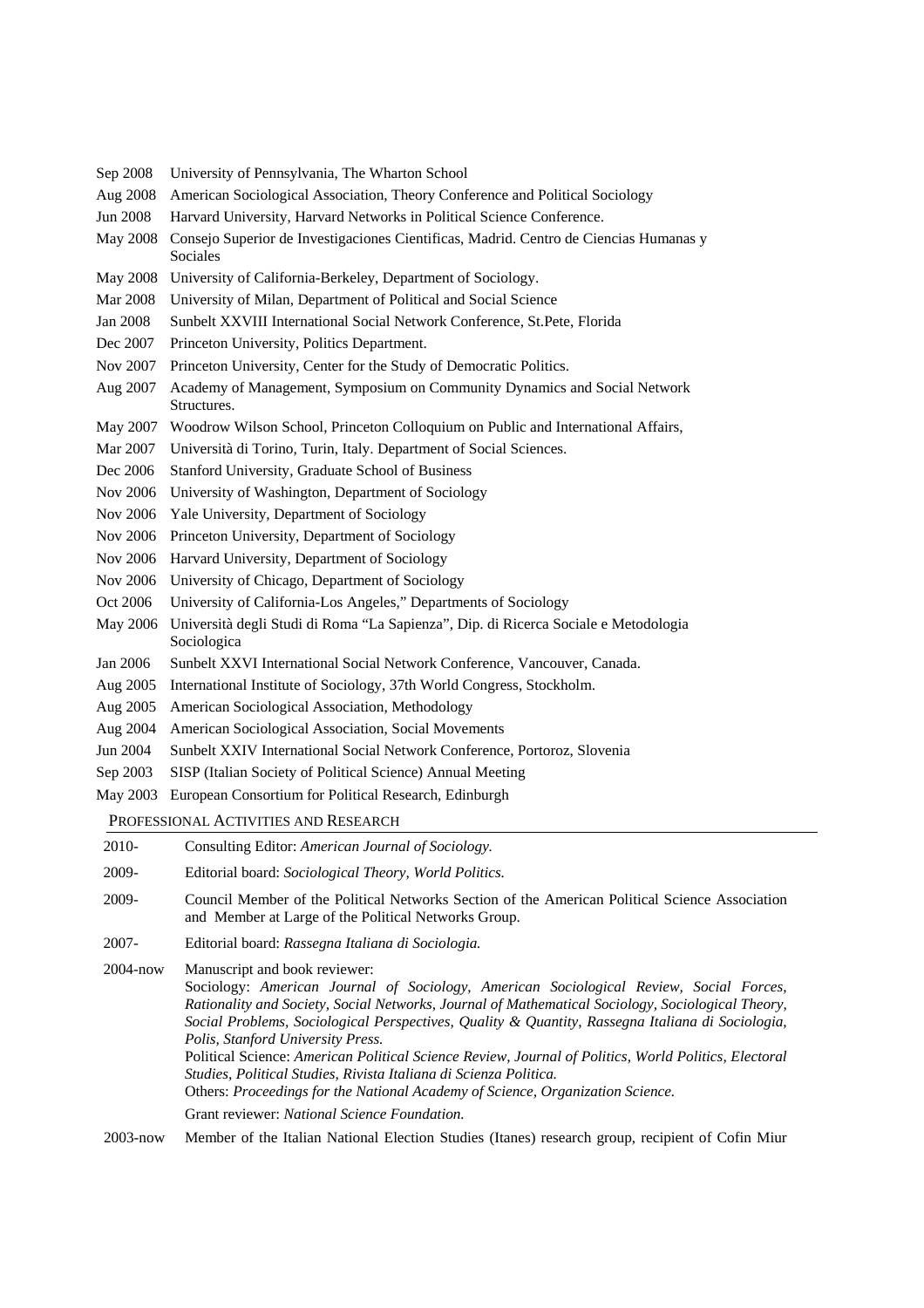| | |
|---|---|
| Sep 2008 | University of Pennsylvania, The Wharton School |
| Aug 2008 | American Sociological Association, Theory Conference and Political Sociology |
| Jun 2008 | Harvard University, Harvard Networks in Political Science Conference. |
| May 2008 | Consejo Superior de Investigaciones Cientificas, Madrid. Centro de Ciencias Humanas y Sociales |
| May 2008 | University of California-Berkeley, Department of Sociology. |
| Mar 2008 | University of Milan, Department of Political and Social Science |
| Jan 2008 | Sunbelt XXVIII International Social Network Conference, St.Pete, Florida |
| Dec 2007 | Princeton University, Politics Department. |
| Nov 2007 | Princeton University, Center for the Study of Democratic Politics. |
| Aug 2007 | Academy of Management, Symposium on Community Dynamics and Social Network Structures. |
| May 2007 | Woodrow Wilson School, Princeton Colloquium on Public and International Affairs, |
| Mar 2007 | Università di Torino, Turin, Italy. Department of Social Sciences. |
| Dec 2006 | Stanford University, Graduate School of Business |
| Nov 2006 | University of Washington, Department of Sociology |
| Nov 2006 | Yale University, Department of Sociology |
| Nov 2006 | Princeton University, Department of Sociology |
| Nov 2006 | Harvard University, Department of Sociology |
| Nov 2006 | University of Chicago, Department of Sociology |
| Oct 2006 | University of California-Los Angeles," Departments of Sociology |
| May 2006 | Università degli Studi di Roma "La Sapienza", Dip. di Ricerca Sociale e Metodologia Sociologica |
| Jan 2006 | Sunbelt XXVI International Social Network Conference, Vancouver, Canada. |
| Aug 2005 | International Institute of Sociology, 37th World Congress, Stockholm. |
| Aug 2005 | American Sociological Association, Methodology |
| Aug 2004 | American Sociological Association, Social Movements |
| Jun 2004 | Sunbelt XXIV International Social Network Conference, Portoroz, Slovenia |
| Sep 2003 | SISP (Italian Society of Political Science) Annual Meeting |
| May 2003 | European Consortium for Political Research, Edinburgh |

## Professional Activities and Research

| | |
|---|---|
| 2010- | Consulting Editor: *American Journal of Sociology.* |
| 2009- | Editorial board: *Sociological Theory, World Politics.* |
| 2009- | Council Member of the Political Networks Section of the American Political Science Association and Member at Large of the Political Networks Group. |
| 2007- | Editorial board: *Rassegna Italiana di Sociologia.* |
| 2004-now | Manuscript and book reviewer:<br>Sociology: *American Journal of Sociology, American Sociological Review, Social Forces, Rationality and Society, Social Networks, Journal of Mathematical Sociology, Sociological Theory, Social Problems, Sociological Perspectives, Quality & Quantity, Rassegna Italiana di Sociologia, Polis, Stanford University Press.*<br>Political Science: *American Political Science Review, Journal of Politics, World Politics, Electoral Studies, Political Studies, Rivista Italiana di Scienza Politica.*<br>Others: *Proceedings for the National Academy of Science, Organization Science.*<br>Grant reviewer: *National Science Foundation.* |
| 2003-now | Member of the Italian National Election Studies (Itanes) research group, recipient of Cofin Miur |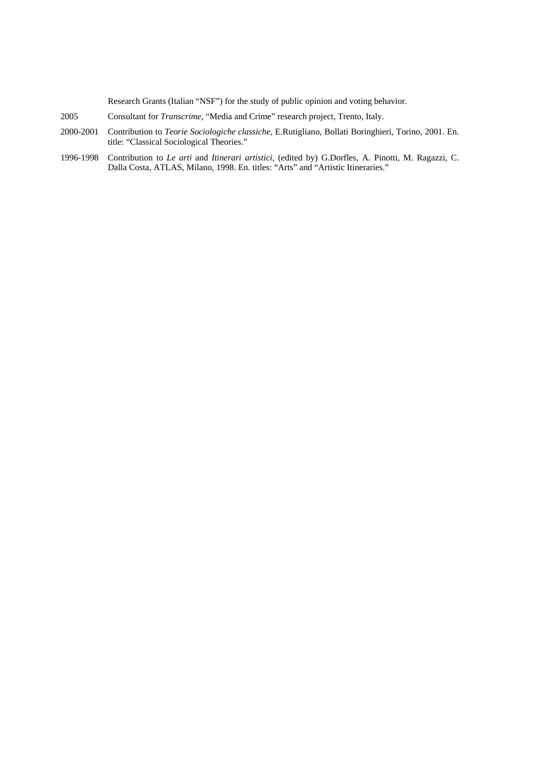Research Grants (Italian "NSF") for the study of public opinion and voting behavior.

2005 Consultant for *Transcrime*, "Media and Crime" research project, Trento, Italy.

2000-2001 Contribution to *Teorie Sociologiche classiche*, E.Rutigliano, Bollati Boringhieri, Torino, 2001. En. title: "Classical Sociological Theories."

1996-1998 Contribution to *Le arti* and *Itinerari artistici*, (edited by) G.Dorfles, A. Pinotti, M. Ragazzi, C. Dalla Costa, ATLAS, Milano, 1998. En. titles: "Arts" and "Artistic Itineraries."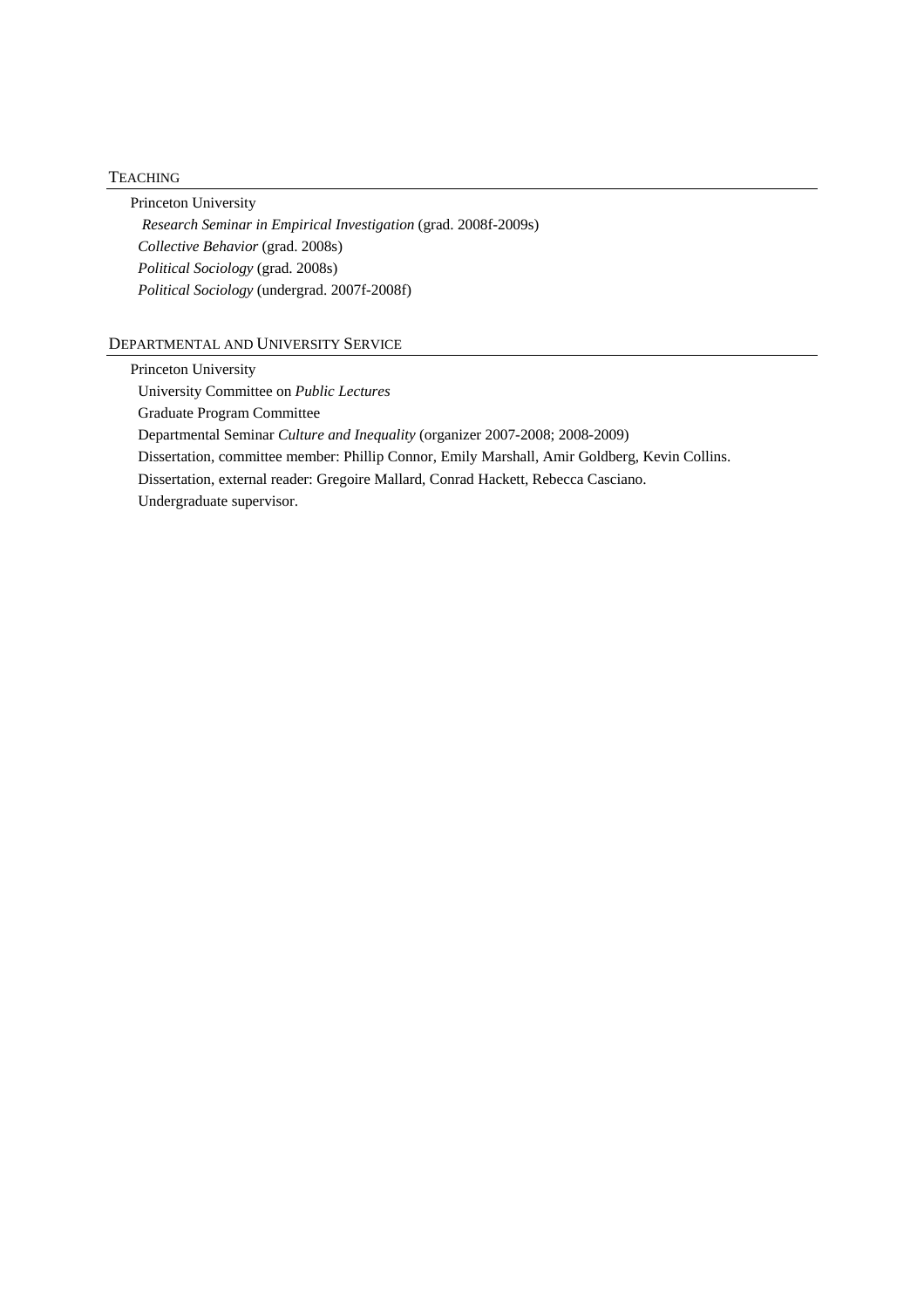## TEACHING

Princeton University

*Research Seminar in Empirical Investigation* (grad. 2008f-2009s)

*Collective Behavior* (grad. 2008s)

*Political Sociology* (grad. 2008s)

*Political Sociology* (undergrad. 2007f-2008f)

## DEPARTMENTAL AND UNIVERSITY SERVICE

Princeton University

University Committee on *Public Lectures*

Graduate Program Committee

Departmental Seminar *Culture and Inequality* (organizer 2007-2008; 2008-2009)

Dissertation, committee member: Phillip Connor, Emily Marshall, Amir Goldberg, Kevin Collins.

Dissertation, external reader: Gregoire Mallard, Conrad Hackett, Rebecca Casciano.

Undergraduate supervisor.